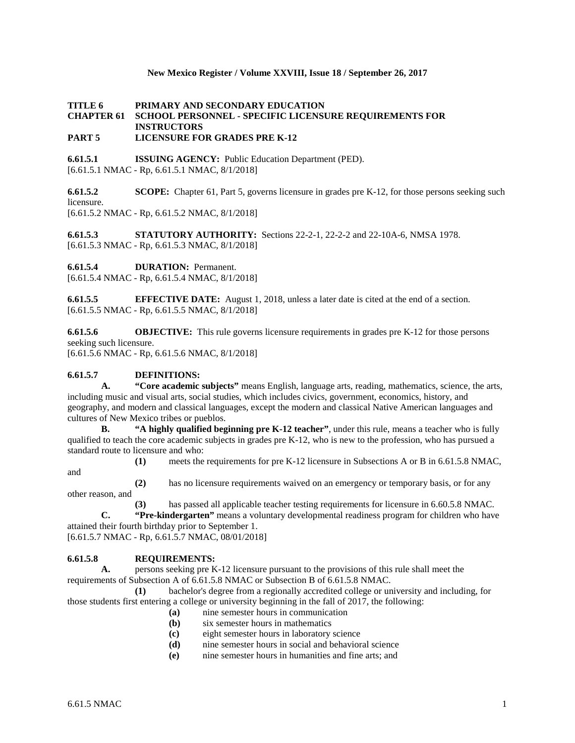**TITLE 6 PRIMARY AND SECONDARY EDUCATION**
**CHAPTER 61 SCHOOL PERSONNEL - SPECIFIC LICENSURE REQUIREMENTS FOR INSTRUCTORS**
**PART 5 LICENSURE FOR GRADES PRE K-12**

**6.61.5.1 ISSUING AGENCY:** Public Education Department (PED).
[6.61.5.1 NMAC - Rp, 6.61.5.1 NMAC, 8/1/2018]

**6.61.5.2 SCOPE:** Chapter 61, Part 5, governs licensure in grades pre K-12, for those persons seeking such licensure.
[6.61.5.2 NMAC - Rp, 6.61.5.2 NMAC, 8/1/2018]

**6.61.5.3 STATUTORY AUTHORITY:** Sections 22-2-1, 22-2-2 and 22-10A-6, NMSA 1978.
[6.61.5.3 NMAC - Rp, 6.61.5.3 NMAC, 8/1/2018]

**6.61.5.4 DURATION:** Permanent.
[6.61.5.4 NMAC - Rp, 6.61.5.4 NMAC, 8/1/2018]

**6.61.5.5 EFFECTIVE DATE:** August 1, 2018, unless a later date is cited at the end of a section.
[6.61.5.5 NMAC - Rp, 6.61.5.5 NMAC, 8/1/2018]

**6.61.5.6 OBJECTIVE:** This rule governs licensure requirements in grades pre K-12 for those persons seeking such licensure.
[6.61.5.6 NMAC - Rp, 6.61.5.6 NMAC, 8/1/2018]

**6.61.5.7 DEFINITIONS:**

**A. "Core academic subjects"** means English, language arts, reading, mathematics, science, the arts, including music and visual arts, social studies, which includes civics, government, economics, history, and geography, and modern and classical languages, except the modern and classical Native American languages and cultures of New Mexico tribes or pueblos.

**B. "A highly qualified beginning pre K-12 teacher"**, under this rule, means a teacher who is fully qualified to teach the core academic subjects in grades pre K-12, who is new to the profession, who has pursued a standard route to licensure and who:

**(1)** meets the requirements for pre K-12 licensure in Subsections A or B in 6.61.5.8 NMAC, and

**(2)** has no licensure requirements waived on an emergency or temporary basis, or for any other reason, and

**(3)** has passed all applicable teacher testing requirements for licensure in 6.60.5.8 NMAC.

**C. "Pre-kindergarten"** means a voluntary developmental readiness program for children who have attained their fourth birthday prior to September 1.
[6.61.5.7 NMAC - Rp, 6.61.5.7 NMAC, 08/01/2018]

**6.61.5.8 REQUIREMENTS:**

**A.** persons seeking pre K-12 licensure pursuant to the provisions of this rule shall meet the requirements of Subsection A of 6.61.5.8 NMAC or Subsection B of 6.61.5.8 NMAC.

**(1)** bachelor's degree from a regionally accredited college or university and including, for those students first entering a college or university beginning in the fall of 2017, the following:

**(a)** nine semester hours in communication

**(b)** six semester hours in mathematics

**(c)** eight semester hours in laboratory science

**(d)** nine semester hours in social and behavioral science

**(e)** nine semester hours in humanities and fine arts; and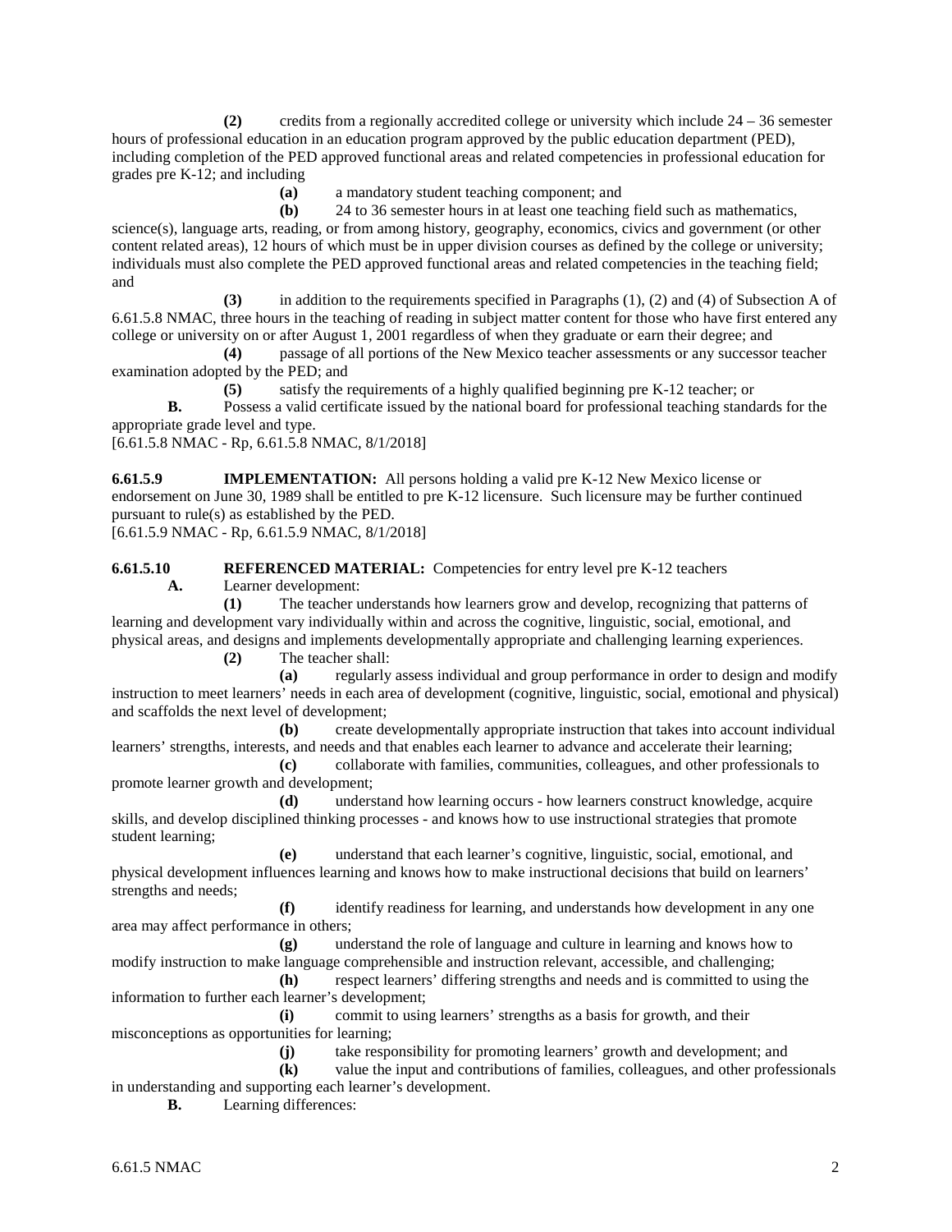**(2)** credits from a regionally accredited college or university which include 24 – 36 semester hours of professional education in an education program approved by the public education department (PED), including completion of the PED approved functional areas and related competencies in professional education for grades pre K-12; and including

**(a)** a mandatory student teaching component; and

**(b)** 24 to 36 semester hours in at least one teaching field such as mathematics, science(s), language arts, reading, or from among history, geography, economics, civics and government (or other content related areas), 12 hours of which must be in upper division courses as defined by the college or university; individuals must also complete the PED approved functional areas and related competencies in the teaching field; and

**(3)** in addition to the requirements specified in Paragraphs (1), (2) and (4) of Subsection A of 6.61.5.8 NMAC, three hours in the teaching of reading in subject matter content for those who have first entered any college or university on or after August 1, 2001 regardless of when they graduate or earn their degree; and

**(4)** passage of all portions of the New Mexico teacher assessments or any successor teacher examination adopted by the PED; and

**(5)** satisfy the requirements of a highly qualified beginning pre K-12 teacher; or

**B.** Possess a valid certificate issued by the national board for professional teaching standards for the appropriate grade level and type.

[6.61.5.8 NMAC - Rp, 6.61.5.8 NMAC, 8/1/2018]

**6.61.5.9 IMPLEMENTATION:** All persons holding a valid pre K-12 New Mexico license or endorsement on June 30, 1989 shall be entitled to pre K-12 licensure. Such licensure may be further continued pursuant to rule(s) as established by the PED.

[6.61.5.9 NMAC - Rp, 6.61.5.9 NMAC, 8/1/2018]

**6.61.5.10 REFERENCED MATERIAL:** Competencies for entry level pre K-12 teachers

**A.** Learner development:

**(1)** The teacher understands how learners grow and develop, recognizing that patterns of learning and development vary individually within and across the cognitive, linguistic, social, emotional, and physical areas, and designs and implements developmentally appropriate and challenging learning experiences.

**(2)** The teacher shall:

**(a)** regularly assess individual and group performance in order to design and modify instruction to meet learners' needs in each area of development (cognitive, linguistic, social, emotional and physical) and scaffolds the next level of development;

**(b)** create developmentally appropriate instruction that takes into account individual learners' strengths, interests, and needs and that enables each learner to advance and accelerate their learning;

**(c)** collaborate with families, communities, colleagues, and other professionals to promote learner growth and development;

**(d)** understand how learning occurs - how learners construct knowledge, acquire skills, and develop disciplined thinking processes - and knows how to use instructional strategies that promote student learning;

**(e)** understand that each learner's cognitive, linguistic, social, emotional, and physical development influences learning and knows how to make instructional decisions that build on learners' strengths and needs;

**(f)** identify readiness for learning, and understands how development in any one area may affect performance in others;

**(g)** understand the role of language and culture in learning and knows how to modify instruction to make language comprehensible and instruction relevant, accessible, and challenging;

**(h)** respect learners' differing strengths and needs and is committed to using the information to further each learner's development;

**(i)** commit to using learners' strengths as a basis for growth, and their misconceptions as opportunities for learning;

**(j)** take responsibility for promoting learners' growth and development; and

**(k)** value the input and contributions of families, colleagues, and other professionals in understanding and supporting each learner's development.

**B.** Learning differences: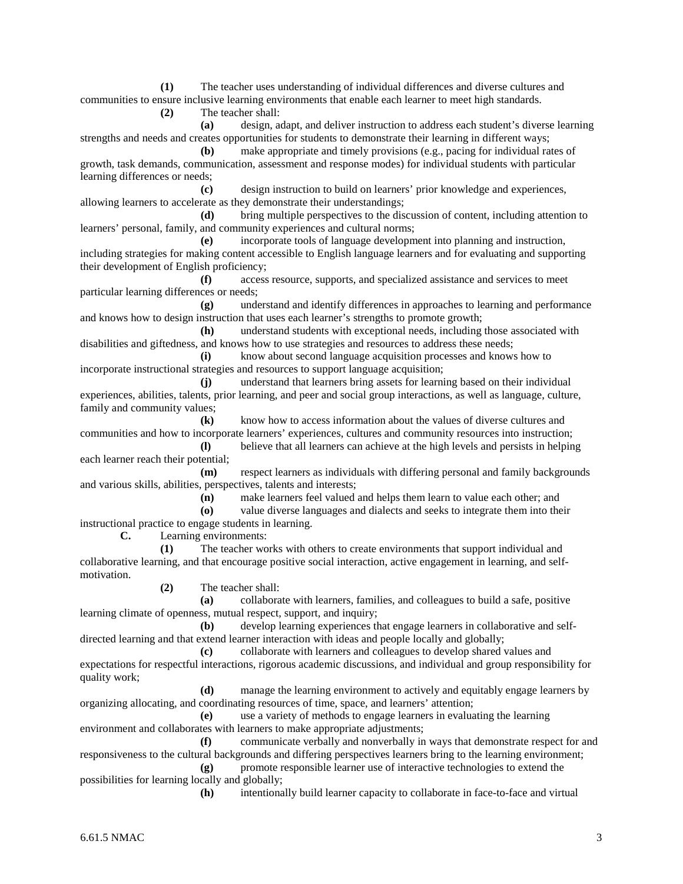**(1)** The teacher uses understanding of individual differences and diverse cultures and communities to ensure inclusive learning environments that enable each learner to meet high standards.

**(2)** The teacher shall:

**(a)** design, adapt, and deliver instruction to address each student's diverse learning strengths and needs and creates opportunities for students to demonstrate their learning in different ways;

**(b)** make appropriate and timely provisions (e.g., pacing for individual rates of growth, task demands, communication, assessment and response modes) for individual students with particular learning differences or needs;

**(c)** design instruction to build on learners' prior knowledge and experiences, allowing learners to accelerate as they demonstrate their understandings;

**(d)** bring multiple perspectives to the discussion of content, including attention to learners' personal, family, and community experiences and cultural norms;

**(e)** incorporate tools of language development into planning and instruction, including strategies for making content accessible to English language learners and for evaluating and supporting their development of English proficiency;

**(f)** access resource, supports, and specialized assistance and services to meet particular learning differences or needs;

**(g)** understand and identify differences in approaches to learning and performance and knows how to design instruction that uses each learner's strengths to promote growth;

**(h)** understand students with exceptional needs, including those associated with disabilities and giftedness, and knows how to use strategies and resources to address these needs;

**(i)** know about second language acquisition processes and knows how to incorporate instructional strategies and resources to support language acquisition;

**(j)** understand that learners bring assets for learning based on their individual experiences, abilities, talents, prior learning, and peer and social group interactions, as well as language, culture, family and community values;

**(k)** know how to access information about the values of diverse cultures and communities and how to incorporate learners' experiences, cultures and community resources into instruction;

**(l)** believe that all learners can achieve at the high levels and persists in helping each learner reach their potential;

**(m)** respect learners as individuals with differing personal and family backgrounds and various skills, abilities, perspectives, talents and interests;

**(n)** make learners feel valued and helps them learn to value each other; and

**(o)** value diverse languages and dialects and seeks to integrate them into their instructional practice to engage students in learning.

**C.** Learning environments:

**(1)** The teacher works with others to create environments that support individual and collaborative learning, and that encourage positive social interaction, active engagement in learning, and self-motivation.

**(2)** The teacher shall:

**(a)** collaborate with learners, families, and colleagues to build a safe, positive learning climate of openness, mutual respect, support, and inquiry;

**(b)** develop learning experiences that engage learners in collaborative and self-directed learning and that extend learner interaction with ideas and people locally and globally;

**(c)** collaborate with learners and colleagues to develop shared values and expectations for respectful interactions, rigorous academic discussions, and individual and group responsibility for quality work;

**(d)** manage the learning environment to actively and equitably engage learners by organizing allocating, and coordinating resources of time, space, and learners' attention;

**(e)** use a variety of methods to engage learners in evaluating the learning environment and collaborates with learners to make appropriate adjustments;

**(f)** communicate verbally and nonverbally in ways that demonstrate respect for and responsiveness to the cultural backgrounds and differing perspectives learners bring to the learning environment;

**(g)** promote responsible learner use of interactive technologies to extend the possibilities for learning locally and globally;

**(h)** intentionally build learner capacity to collaborate in face-to-face and virtual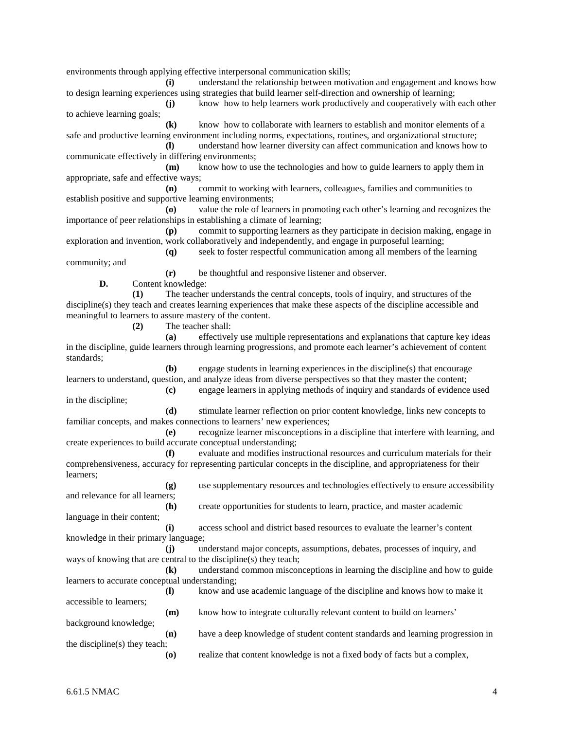environments through applying effective interpersonal communication skills;

**(i)** understand the relationship between motivation and engagement and knows how to design learning experiences using strategies that build learner self-direction and ownership of learning;

**(j)** know how to help learners work productively and cooperatively with each other to achieve learning goals;

**(k)** know how to collaborate with learners to establish and monitor elements of a safe and productive learning environment including norms, expectations, routines, and organizational structure;

**(l)** understand how learner diversity can affect communication and knows how to communicate effectively in differing environments;

**(m)** know how to use the technologies and how to guide learners to apply them in appropriate, safe and effective ways;

**(n)** commit to working with learners, colleagues, families and communities to establish positive and supportive learning environments;

**(o)** value the role of learners in promoting each other's learning and recognizes the importance of peer relationships in establishing a climate of learning;

**(p)** commit to supporting learners as they participate in decision making, engage in exploration and invention, work collaboratively and independently, and engage in purposeful learning;

**(q)** seek to foster respectful communication among all members of the learning community; and

**(r)** be thoughtful and responsive listener and observer.

**D.** Content knowledge:

**(1)** The teacher understands the central concepts, tools of inquiry, and structures of the discipline(s) they teach and creates learning experiences that make these aspects of the discipline accessible and meaningful to learners to assure mastery of the content.

**(2)** The teacher shall:

**(a)** effectively use multiple representations and explanations that capture key ideas in the discipline, guide learners through learning progressions, and promote each learner's achievement of content standards;

**(b)** engage students in learning experiences in the discipline(s) that encourage learners to understand, question, and analyze ideas from diverse perspectives so that they master the content;

**(c)** engage learners in applying methods of inquiry and standards of evidence used in the discipline;

**(d)** stimulate learner reflection on prior content knowledge, links new concepts to familiar concepts, and makes connections to learners' new experiences;

**(e)** recognize learner misconceptions in a discipline that interfere with learning, and create experiences to build accurate conceptual understanding;

**(f)** evaluate and modifies instructional resources and curriculum materials for their comprehensiveness, accuracy for representing particular concepts in the discipline, and appropriateness for their learners;

**(g)** use supplementary resources and technologies effectively to ensure accessibility and relevance for all learners;

**(h)** create opportunities for students to learn, practice, and master academic language in their content;

**(i)** access school and district based resources to evaluate the learner's content knowledge in their primary language;

**(j)** understand major concepts, assumptions, debates, processes of inquiry, and ways of knowing that are central to the discipline(s) they teach;

**(k)** understand common misconceptions in learning the discipline and how to guide learners to accurate conceptual understanding;

**(l)** know and use academic language of the discipline and knows how to make it accessible to learners;

**(m)** know how to integrate culturally relevant content to build on learners' background knowledge;

**(n)** have a deep knowledge of student content standards and learning progression in the discipline(s) they teach;

**(o)** realize that content knowledge is not a fixed body of facts but a complex,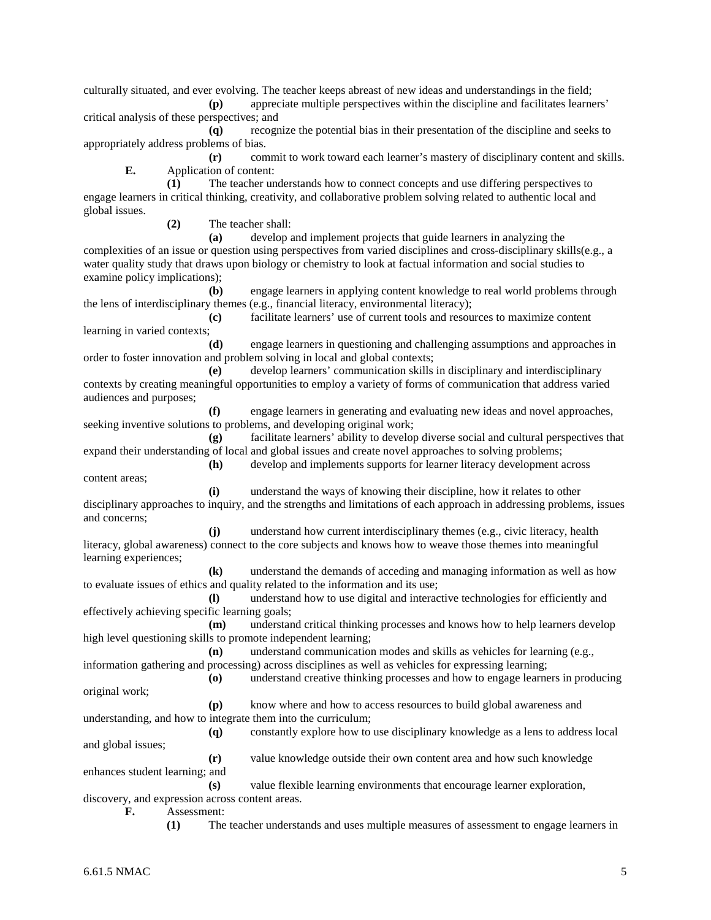culturally situated, and ever evolving. The teacher keeps abreast of new ideas and understandings in the field;

**(p)** appreciate multiple perspectives within the discipline and facilitates learners' critical analysis of these perspectives; and

**(q)** recognize the potential bias in their presentation of the discipline and seeks to appropriately address problems of bias.

**(r)** commit to work toward each learner's mastery of disciplinary content and skills.

**E.** Application of content:

**(1)** The teacher understands how to connect concepts and use differing perspectives to engage learners in critical thinking, creativity, and collaborative problem solving related to authentic local and global issues.

**(2)** The teacher shall:

**(a)** develop and implement projects that guide learners in analyzing the complexities of an issue or question using perspectives from varied disciplines and cross-disciplinary skills(e.g., a water quality study that draws upon biology or chemistry to look at factual information and social studies to examine policy implications);

**(b)** engage learners in applying content knowledge to real world problems through the lens of interdisciplinary themes (e.g., financial literacy, environmental literacy);

**(c)** facilitate learners' use of current tools and resources to maximize content learning in varied contexts;

**(d)** engage learners in questioning and challenging assumptions and approaches in order to foster innovation and problem solving in local and global contexts;

**(e)** develop learners' communication skills in disciplinary and interdisciplinary contexts by creating meaningful opportunities to employ a variety of forms of communication that address varied audiences and purposes;

**(f)** engage learners in generating and evaluating new ideas and novel approaches, seeking inventive solutions to problems, and developing original work;

**(g)** facilitate learners' ability to develop diverse social and cultural perspectives that expand their understanding of local and global issues and create novel approaches to solving problems;

**(h)** develop and implements supports for learner literacy development across content areas;

**(i)** understand the ways of knowing their discipline, how it relates to other disciplinary approaches to inquiry, and the strengths and limitations of each approach in addressing problems, issues and concerns;

**(j)** understand how current interdisciplinary themes (e.g., civic literacy, health literacy, global awareness) connect to the core subjects and knows how to weave those themes into meaningful learning experiences;

**(k)** understand the demands of acceding and managing information as well as how to evaluate issues of ethics and quality related to the information and its use;

**(l)** understand how to use digital and interactive technologies for efficiently and effectively achieving specific learning goals;

**(m)** understand critical thinking processes and knows how to help learners develop high level questioning skills to promote independent learning;

**(n)** understand communication modes and skills as vehicles for learning (e.g., information gathering and processing) across disciplines as well as vehicles for expressing learning;

**(o)** understand creative thinking processes and how to engage learners in producing original work;

**(p)** know where and how to access resources to build global awareness and understanding, and how to integrate them into the curriculum;

**(q)** constantly explore how to use disciplinary knowledge as a lens to address local and global issues;

**(r)** value knowledge outside their own content area and how such knowledge enhances student learning; and

**(s)** value flexible learning environments that encourage learner exploration, discovery, and expression across content areas.

**F.** Assessment:

**(1)** The teacher understands and uses multiple measures of assessment to engage learners in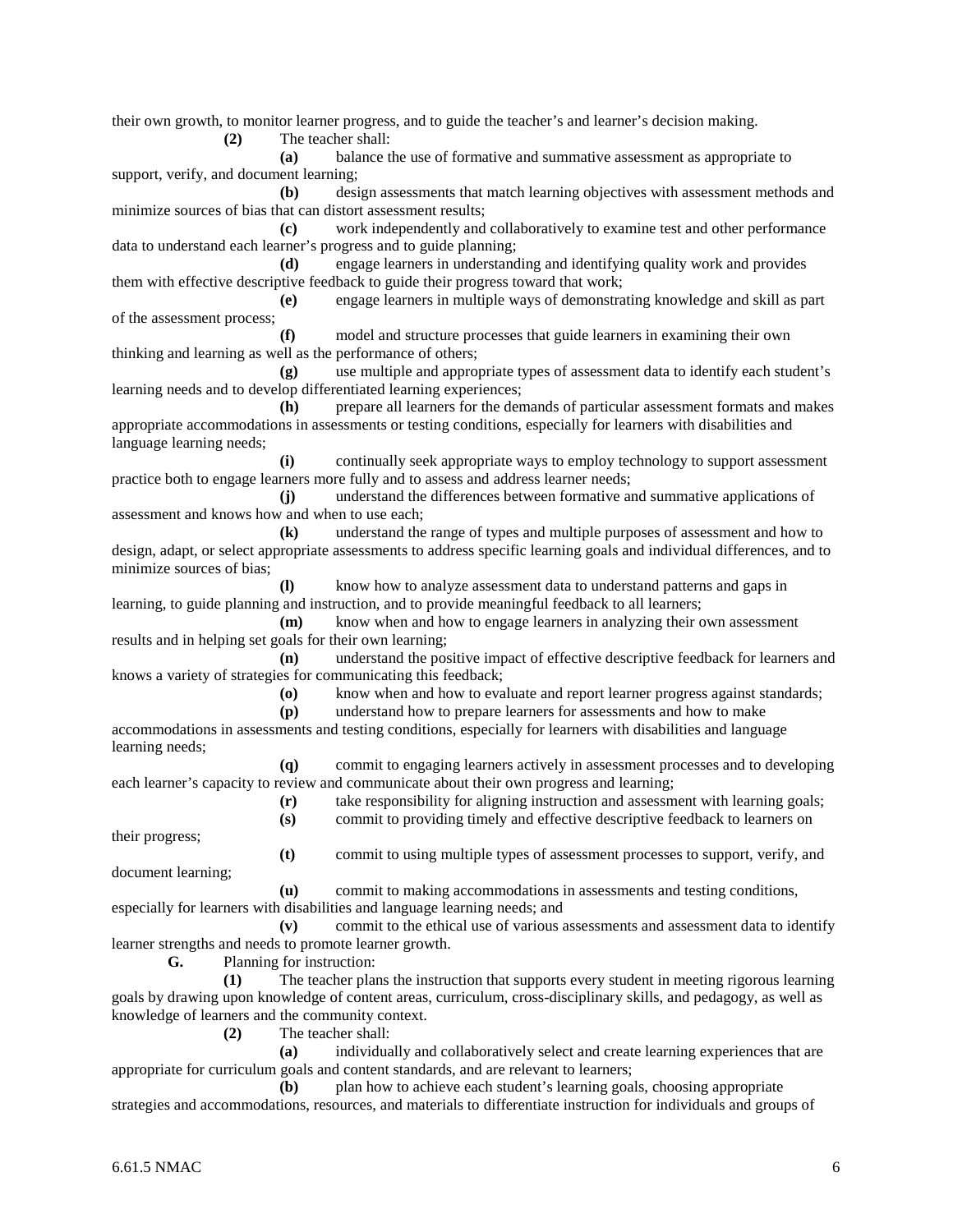their own growth, to monitor learner progress, and to guide the teacher's and learner's decision making.

**(2)** The teacher shall:

**(a)** balance the use of formative and summative assessment as appropriate to support, verify, and document learning;

**(b)** design assessments that match learning objectives with assessment methods and minimize sources of bias that can distort assessment results;

**(c)** work independently and collaboratively to examine test and other performance data to understand each learner's progress and to guide planning;

**(d)** engage learners in understanding and identifying quality work and provides them with effective descriptive feedback to guide their progress toward that work;

**(e)** engage learners in multiple ways of demonstrating knowledge and skill as part of the assessment process;

**(f)** model and structure processes that guide learners in examining their own thinking and learning as well as the performance of others;

**(g)** use multiple and appropriate types of assessment data to identify each student's learning needs and to develop differentiated learning experiences;

**(h)** prepare all learners for the demands of particular assessment formats and makes appropriate accommodations in assessments or testing conditions, especially for learners with disabilities and language learning needs;

**(i)** continually seek appropriate ways to employ technology to support assessment practice both to engage learners more fully and to assess and address learner needs;

**(j)** understand the differences between formative and summative applications of assessment and knows how and when to use each;

**(k)** understand the range of types and multiple purposes of assessment and how to design, adapt, or select appropriate assessments to address specific learning goals and individual differences, and to minimize sources of bias;

**(l)** know how to analyze assessment data to understand patterns and gaps in learning, to guide planning and instruction, and to provide meaningful feedback to all learners;

**(m)** know when and how to engage learners in analyzing their own assessment results and in helping set goals for their own learning;

**(n)** understand the positive impact of effective descriptive feedback for learners and knows a variety of strategies for communicating this feedback;

**(o)** know when and how to evaluate and report learner progress against standards;

**(p)** understand how to prepare learners for assessments and how to make accommodations in assessments and testing conditions, especially for learners with disabilities and language learning needs;

**(q)** commit to engaging learners actively in assessment processes and to developing each learner's capacity to review and communicate about their own progress and learning;

**(r)** take responsibility for aligning instruction and assessment with learning goals;

**(s)** commit to providing timely and effective descriptive feedback to learners on their progress;

**(t)** commit to using multiple types of assessment processes to support, verify, and document learning;

**(u)** commit to making accommodations in assessments and testing conditions, especially for learners with disabilities and language learning needs; and

**(v)** commit to the ethical use of various assessments and assessment data to identify learner strengths and needs to promote learner growth.

**G.** Planning for instruction:

**(1)** The teacher plans the instruction that supports every student in meeting rigorous learning goals by drawing upon knowledge of content areas, curriculum, cross-disciplinary skills, and pedagogy, as well as knowledge of learners and the community context.

**(2)** The teacher shall:

**(a)** individually and collaboratively select and create learning experiences that are appropriate for curriculum goals and content standards, and are relevant to learners;

**(b)** plan how to achieve each student's learning goals, choosing appropriate strategies and accommodations, resources, and materials to differentiate instruction for individuals and groups of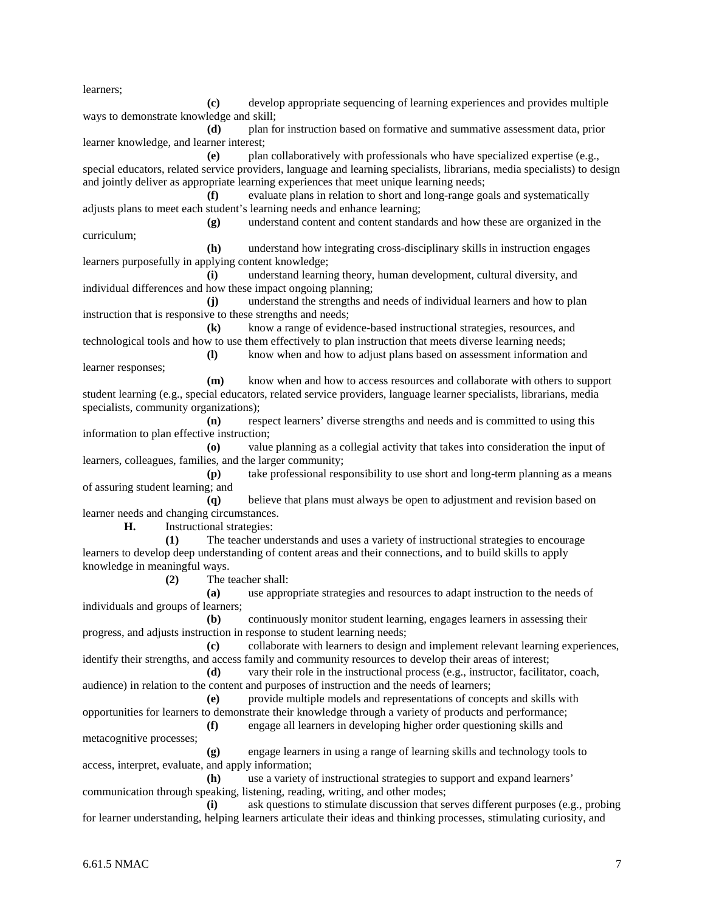learners;

**(c)** develop appropriate sequencing of learning experiences and provides multiple ways to demonstrate knowledge and skill;

**(d)** plan for instruction based on formative and summative assessment data, prior learner knowledge, and learner interest;

**(e)** plan collaboratively with professionals who have specialized expertise (e.g., special educators, related service providers, language and learning specialists, librarians, media specialists) to design and jointly deliver as appropriate learning experiences that meet unique learning needs;

**(f)** evaluate plans in relation to short and long-range goals and systematically adjusts plans to meet each student's learning needs and enhance learning;

**(g)** understand content and content standards and how these are organized in the curriculum;

**(h)** understand how integrating cross-disciplinary skills in instruction engages learners purposefully in applying content knowledge;

**(i)** understand learning theory, human development, cultural diversity, and individual differences and how these impact ongoing planning;

**(j)** understand the strengths and needs of individual learners and how to plan instruction that is responsive to these strengths and needs;

**(k)** know a range of evidence-based instructional strategies, resources, and technological tools and how to use them effectively to plan instruction that meets diverse learning needs;

**(l)** know when and how to adjust plans based on assessment information and learner responses;

**(m)** know when and how to access resources and collaborate with others to support student learning (e.g., special educators, related service providers, language learner specialists, librarians, media specialists, community organizations);

**(n)** respect learners' diverse strengths and needs and is committed to using this information to plan effective instruction;

**(o)** value planning as a collegial activity that takes into consideration the input of learners, colleagues, families, and the larger community;

**(p)** take professional responsibility to use short and long-term planning as a means of assuring student learning; and

**(q)** believe that plans must always be open to adjustment and revision based on learner needs and changing circumstances.

**H.** Instructional strategies:

**(1)** The teacher understands and uses a variety of instructional strategies to encourage learners to develop deep understanding of content areas and their connections, and to build skills to apply knowledge in meaningful ways.

**(2)** The teacher shall:

**(a)** use appropriate strategies and resources to adapt instruction to the needs of individuals and groups of learners;

**(b)** continuously monitor student learning, engages learners in assessing their progress, and adjusts instruction in response to student learning needs;

**(c)** collaborate with learners to design and implement relevant learning experiences, identify their strengths, and access family and community resources to develop their areas of interest;

**(d)** vary their role in the instructional process (e.g., instructor, facilitator, coach, audience) in relation to the content and purposes of instruction and the needs of learners;

**(e)** provide multiple models and representations of concepts and skills with opportunities for learners to demonstrate their knowledge through a variety of products and performance;

**(f)** engage all learners in developing higher order questioning skills and metacognitive processes;

**(g)** engage learners in using a range of learning skills and technology tools to access, interpret, evaluate, and apply information;

**(h)** use a variety of instructional strategies to support and expand learners' communication through speaking, listening, reading, writing, and other modes;

**(i)** ask questions to stimulate discussion that serves different purposes (e.g., probing for learner understanding, helping learners articulate their ideas and thinking processes, stimulating curiosity, and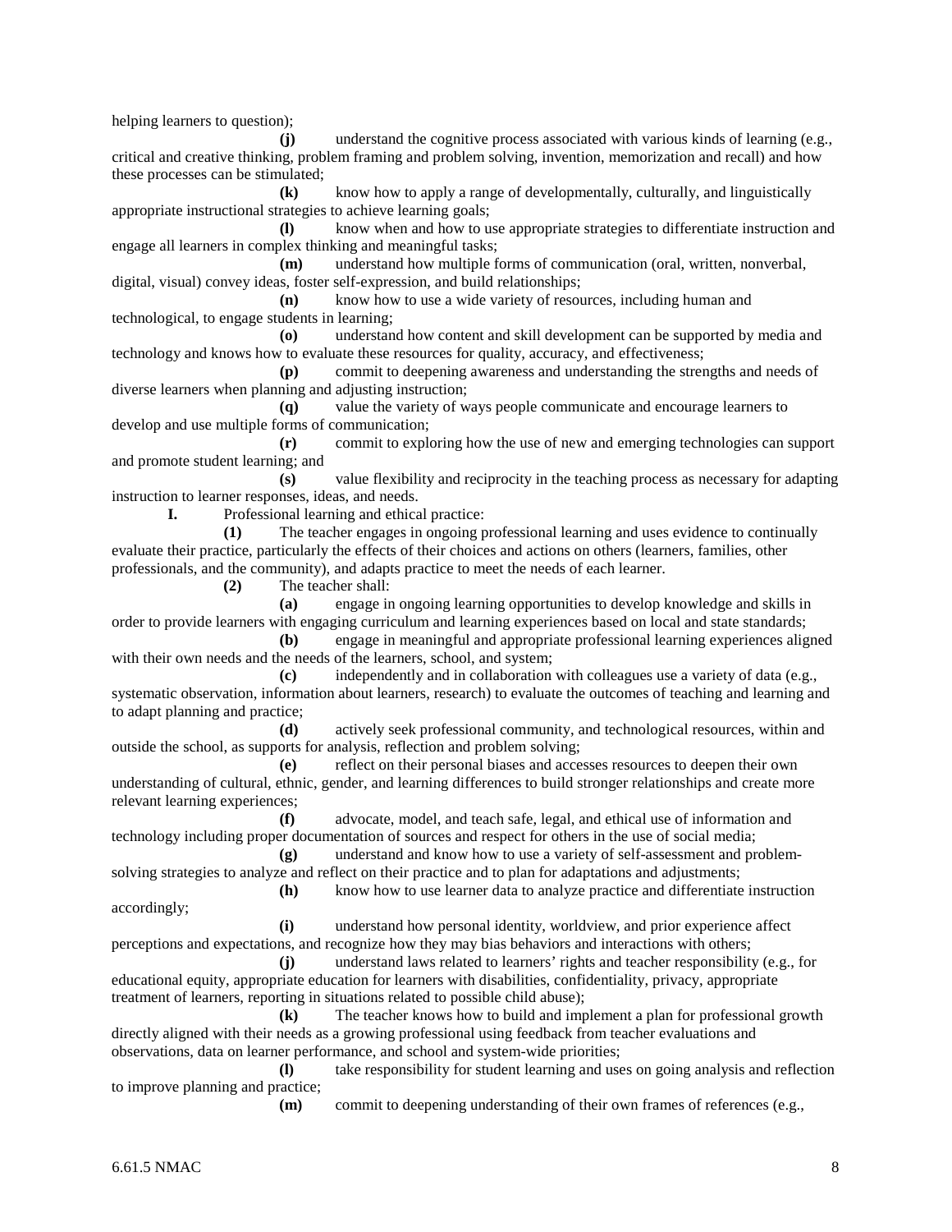helping learners to question);

**(j)** understand the cognitive process associated with various kinds of learning (e.g., critical and creative thinking, problem framing and problem solving, invention, memorization and recall) and how these processes can be stimulated;

**(k)** know how to apply a range of developmentally, culturally, and linguistically appropriate instructional strategies to achieve learning goals;

**(l)** know when and how to use appropriate strategies to differentiate instruction and engage all learners in complex thinking and meaningful tasks;

**(m)** understand how multiple forms of communication (oral, written, nonverbal, digital, visual) convey ideas, foster self-expression, and build relationships;

**(n)** know how to use a wide variety of resources, including human and technological, to engage students in learning;

**(o)** understand how content and skill development can be supported by media and technology and knows how to evaluate these resources for quality, accuracy, and effectiveness;

**(p)** commit to deepening awareness and understanding the strengths and needs of diverse learners when planning and adjusting instruction;

**(q)** value the variety of ways people communicate and encourage learners to develop and use multiple forms of communication;

**(r)** commit to exploring how the use of new and emerging technologies can support and promote student learning; and

**(s)** value flexibility and reciprocity in the teaching process as necessary for adapting instruction to learner responses, ideas, and needs.

**I.** Professional learning and ethical practice:

**(1)** The teacher engages in ongoing professional learning and uses evidence to continually evaluate their practice, particularly the effects of their choices and actions on others (learners, families, other professionals, and the community), and adapts practice to meet the needs of each learner.

**(2)** The teacher shall:

**(a)** engage in ongoing learning opportunities to develop knowledge and skills in order to provide learners with engaging curriculum and learning experiences based on local and state standards;

**(b)** engage in meaningful and appropriate professional learning experiences aligned with their own needs and the needs of the learners, school, and system;

**(c)** independently and in collaboration with colleagues use a variety of data (e.g., systematic observation, information about learners, research) to evaluate the outcomes of teaching and learning and to adapt planning and practice;

**(d)** actively seek professional community, and technological resources, within and outside the school, as supports for analysis, reflection and problem solving;

**(e)** reflect on their personal biases and accesses resources to deepen their own understanding of cultural, ethnic, gender, and learning differences to build stronger relationships and create more relevant learning experiences;

**(f)** advocate, model, and teach safe, legal, and ethical use of information and technology including proper documentation of sources and respect for others in the use of social media;

**(g)** understand and know how to use a variety of self-assessment and problem-solving strategies to analyze and reflect on their practice and to plan for adaptations and adjustments;

**(h)** know how to use learner data to analyze practice and differentiate instruction accordingly;

**(i)** understand how personal identity, worldview, and prior experience affect perceptions and expectations, and recognize how they may bias behaviors and interactions with others;

**(j)** understand laws related to learners' rights and teacher responsibility (e.g., for educational equity, appropriate education for learners with disabilities, confidentiality, privacy, appropriate treatment of learners, reporting in situations related to possible child abuse);

**(k)** The teacher knows how to build and implement a plan for professional growth directly aligned with their needs as a growing professional using feedback from teacher evaluations and observations, data on learner performance, and school and system-wide priorities;

**(l)** take responsibility for student learning and uses on going analysis and reflection to improve planning and practice;

**(m)** commit to deepening understanding of their own frames of references (e.g.,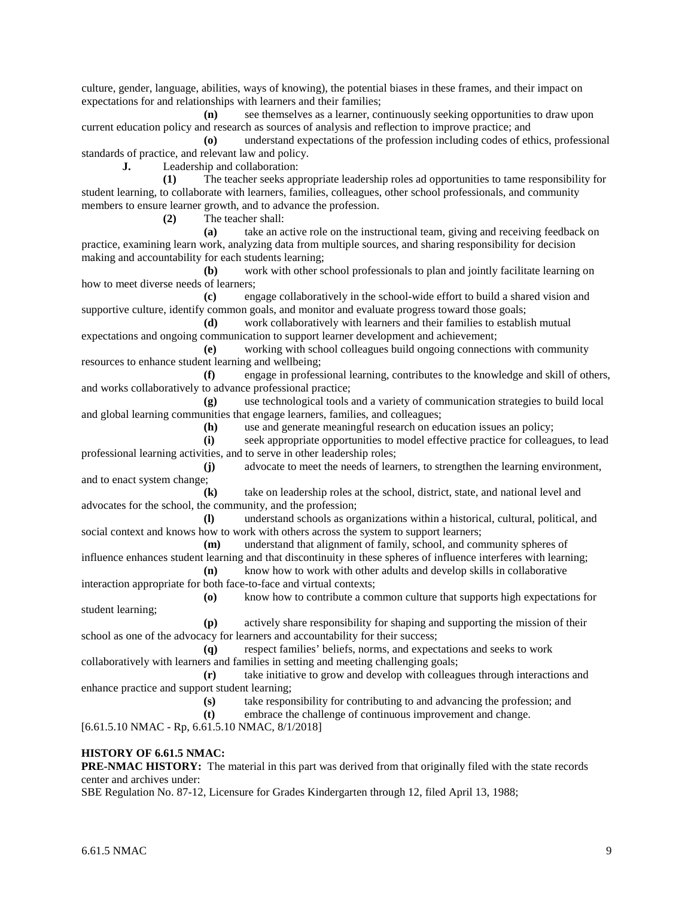culture, gender, language, abilities, ways of knowing), the potential biases in these frames, and their impact on expectations for and relationships with learners and their families;

**(n)** see themselves as a learner, continuously seeking opportunities to draw upon current education policy and research as sources of analysis and reflection to improve practice; and

**(o)** understand expectations of the profession including codes of ethics, professional standards of practice, and relevant law and policy.

**J.** Leadership and collaboration:

**(1)** The teacher seeks appropriate leadership roles ad opportunities to tame responsibility for student learning, to collaborate with learners, families, colleagues, other school professionals, and community members to ensure learner growth, and to advance the profession.

**(2)** The teacher shall:

**(a)** take an active role on the instructional team, giving and receiving feedback on practice, examining learn work, analyzing data from multiple sources, and sharing responsibility for decision making and accountability for each students learning;

**(b)** work with other school professionals to plan and jointly facilitate learning on how to meet diverse needs of learners;

**(c)** engage collaboratively in the school-wide effort to build a shared vision and supportive culture, identify common goals, and monitor and evaluate progress toward those goals;

**(d)** work collaboratively with learners and their families to establish mutual expectations and ongoing communication to support learner development and achievement;

**(e)** working with school colleagues build ongoing connections with community resources to enhance student learning and wellbeing;

**(f)** engage in professional learning, contributes to the knowledge and skill of others, and works collaboratively to advance professional practice;

**(g)** use technological tools and a variety of communication strategies to build local and global learning communities that engage learners, families, and colleagues;

**(h)** use and generate meaningful research on education issues an policy;

**(i)** seek appropriate opportunities to model effective practice for colleagues, to lead professional learning activities, and to serve in other leadership roles;

**(j)** advocate to meet the needs of learners, to strengthen the learning environment, and to enact system change;

**(k)** take on leadership roles at the school, district, state, and national level and advocates for the school, the community, and the profession;

**(l)** understand schools as organizations within a historical, cultural, political, and social context and knows how to work with others across the system to support learners;

**(m)** understand that alignment of family, school, and community spheres of influence enhances student learning and that discontinuity in these spheres of influence interferes with learning;

**(n)** know how to work with other adults and develop skills in collaborative interaction appropriate for both face-to-face and virtual contexts;

**(o)** know how to contribute a common culture that supports high expectations for student learning;

**(p)** actively share responsibility for shaping and supporting the mission of their school as one of the advocacy for learners and accountability for their success;

**(q)** respect families' beliefs, norms, and expectations and seeks to work collaboratively with learners and families in setting and meeting challenging goals;

**(r)** take initiative to grow and develop with colleagues through interactions and enhance practice and support student learning;

**(s)** take responsibility for contributing to and advancing the profession; and

**(t)** embrace the challenge of continuous improvement and change.

[6.61.5.10 NMAC - Rp, 6.61.5.10 NMAC, 8/1/2018]

**HISTORY OF 6.61.5 NMAC:**

**PRE-NMAC HISTORY:** The material in this part was derived from that originally filed with the state records center and archives under:

SBE Regulation No. 87-12, Licensure for Grades Kindergarten through 12, filed April 13, 1988;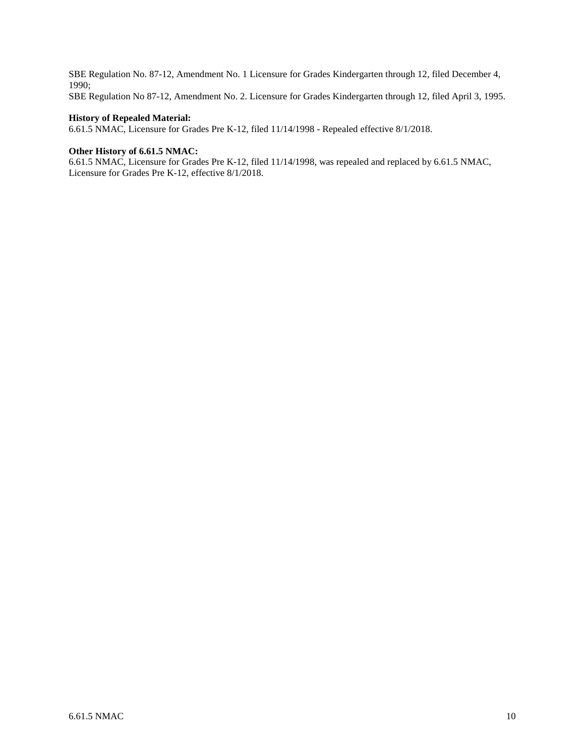SBE Regulation No. 87-12, Amendment No. 1 Licensure for Grades Kindergarten through 12, filed December 4, 1990;
SBE Regulation No 87-12, Amendment No. 2. Licensure for Grades Kindergarten through 12, filed April 3, 1995.

**History of Repealed Material:**
6.61.5 NMAC, Licensure for Grades Pre K-12, filed 11/14/1998 - Repealed effective 8/1/2018.

**Other History of 6.61.5 NMAC:**
6.61.5 NMAC, Licensure for Grades Pre K-12, filed 11/14/1998, was repealed and replaced by 6.61.5 NMAC, Licensure for Grades Pre K-12, effective 8/1/2018.